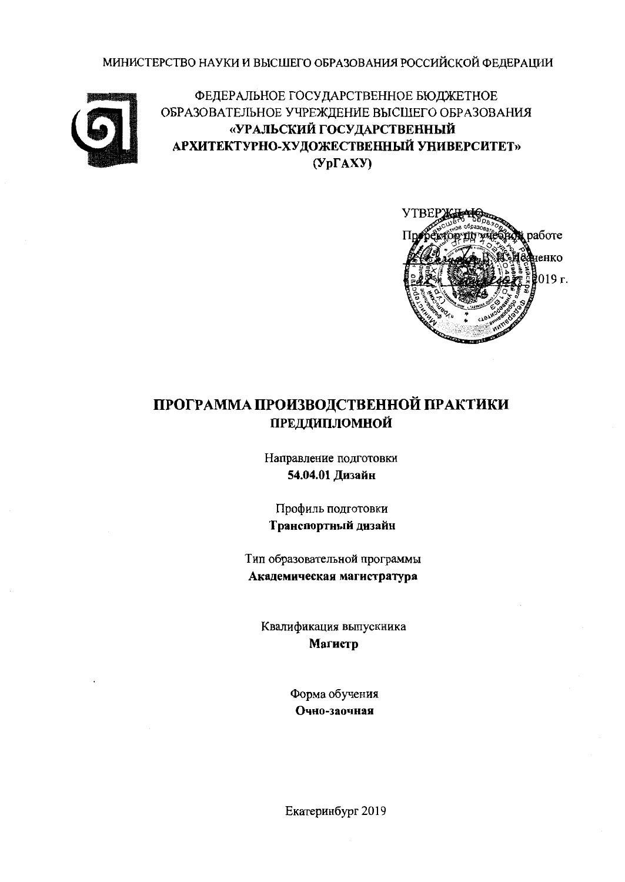МИНИСТЕРСТВО НАУКИ И ВЫСШЕГО ОБРАЗОВАНИЯ РОССИЙСКОЙ ФЕДЕРАЦИИ

ФЕДЕРАЛЬНОЕ ГОСУДАРСТВЕННОЕ БЮДЖЕТНОЕ
ОБРАЗОВАТЕЛЬНОЕ УЧРЕЖДЕНИЕ ВЫСШЕГО ОБРАЗОВАНИЯ
**«УРАЛЬСКИЙ ГОСУДАРСТВЕННЫЙ
АРХИТЕКТУРНО-ХУДОЖЕСТВЕННЫЙ УНИВЕРСИТЕТ»
(УрГАХУ)**

УТВЕРЖДАЮ
Проректор по учебной работе
В.И. Исаченко
2019 г.

# ПРОГРАММА ПРОИЗВОДСТВЕННОЙ ПРАКТИКИ ПРЕДДИПЛОМНОЙ

Направление подготовки
**54.04.01 Дизайн**

Профиль подготовки
**Транспортный дизайн**

Тип образовательной программы
**Академическая магистратура**

Квалификация выпускника
**Магистр**

Форма обучения
**Очно-заочная**

Екатеринбург 2019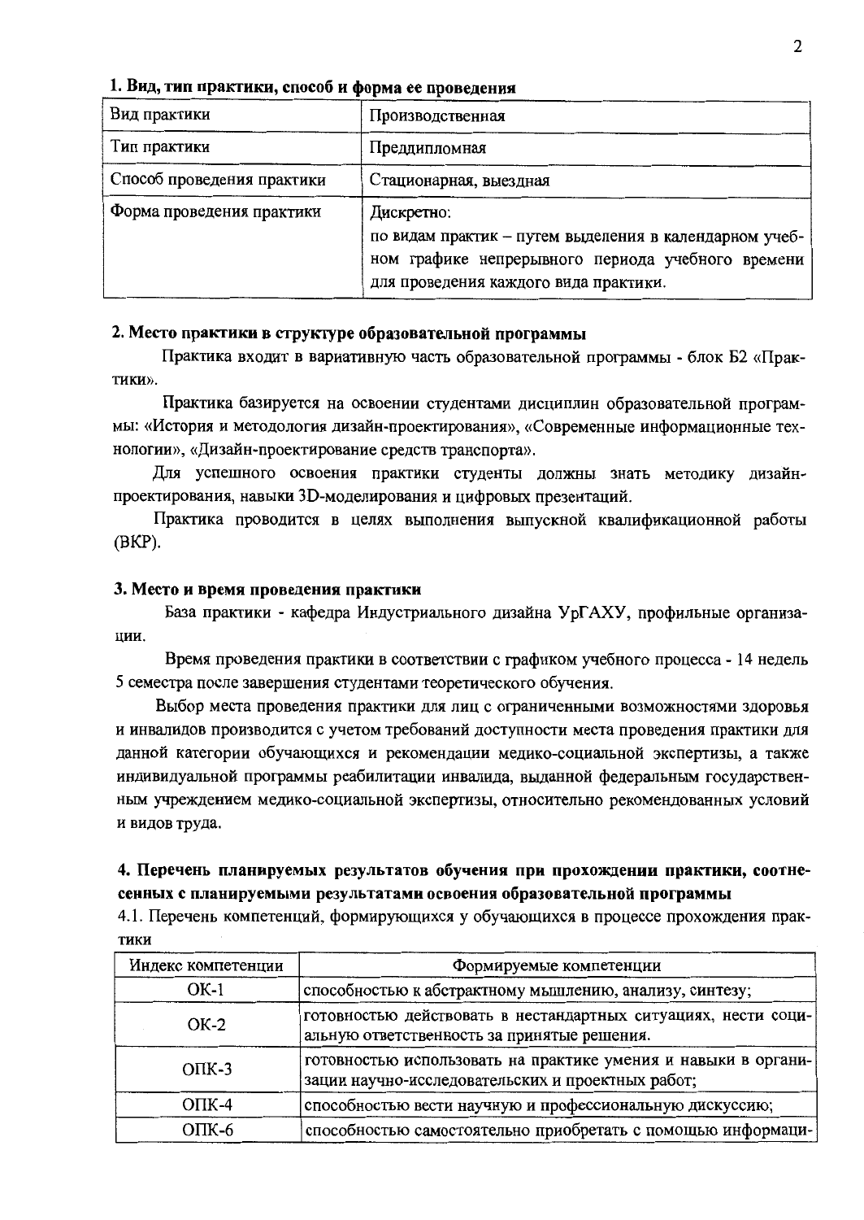### 1. Вид, тип практики, способ и форма ее проведения

| Вид практики | Производственная |
|---|---|
| Тип практики | Преддипломная |
| Способ проведения практики | Стационарная, выездная |
| Форма проведения практики | Дискретно: по видам практик – путем выделения в календарном учебном графике непрерывного периода учебного времени для проведения каждого вида практики. |

### 2. Место практики в структуре образовательной программы

Практика входит в вариативную часть образовательной программы - блок Б2 «Практики».

Практика базируется на освоении студентами дисциплин образовательной программы: «История и методология дизайн-проектирования», «Современные информационные технологии», «Дизайн-проектирование средств транспорта».

Для успешного освоения практики студенты должны знать методику дизайн-проектирования, навыки 3D-моделирования и цифровых презентаций.

Практика проводится в целях выполнения выпускной квалификационной работы (ВКР).

### 3. Место и время проведения практики

База практики - кафедра Индустриального дизайна УрГАХУ, профильные организации.

Время проведения практики в соответствии с графиком учебного процесса - 14 недель 5 семестра после завершения студентами теоретического обучения.

Выбор места проведения практики для лиц с ограниченными возможностями здоровья и инвалидов производится с учетом требований доступности места проведения практики для данной категории обучающихся и рекомендации медико-социальной экспертизы, а также индивидуальной программы реабилитации инвалида, выданной федеральным государственным учреждением медико-социальной экспертизы, относительно рекомендованных условий и видов труда.

### 4. Перечень планируемых результатов обучения при прохождении практики, соотнесенных с планируемыми результатами освоения образовательной программы

4.1. Перечень компетенций, формирующихся у обучающихся в процессе прохождения практики

| Индекс компетенции | Формируемые компетенции |
|---|---|
| ОК-1 | способностью к абстрактному мышлению, анализу, синтезу; |
| ОК-2 | готовностью действовать в нестандартных ситуациях, нести социальную ответственность за принятые решения. |
| ОПК-3 | готовностью использовать на практике умения и навыки в организации научно-исследовательских и проектных работ; |
| ОПК-4 | способностью вести научную и профессиональную дискуссию; |
| ОПК-6 | способностью самостоятельно приобретать с помощью информаци- |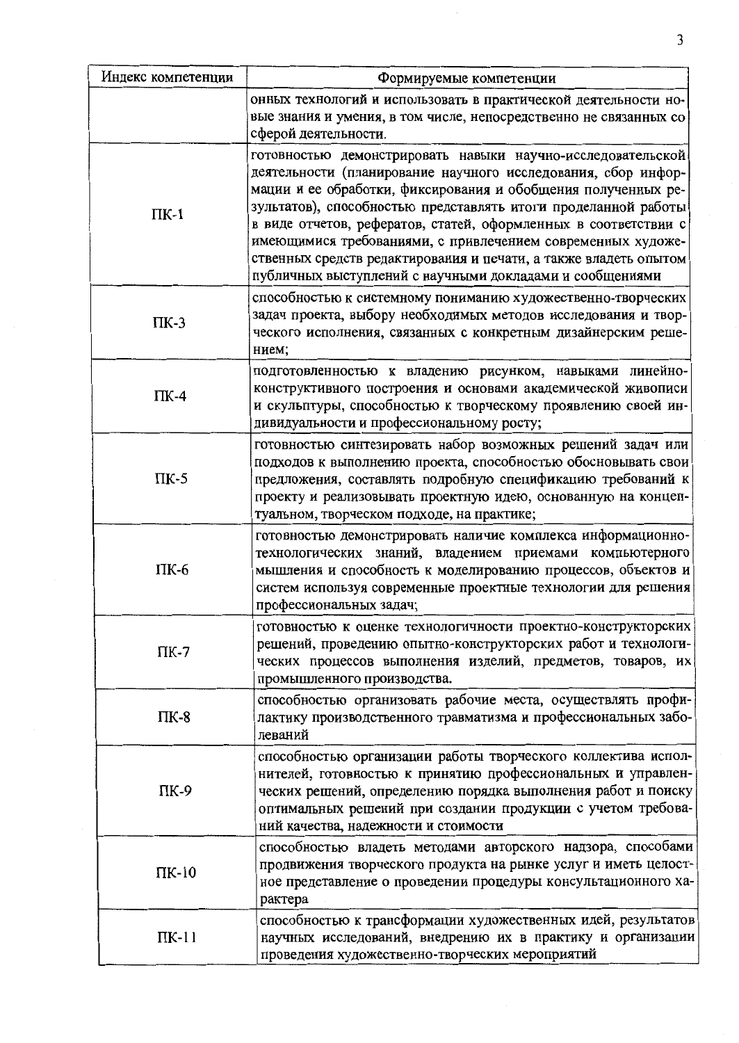| Индекс компетенции | Формируемые компетенции |
|---|---|
| | онных технологий и использовать в практической деятельности новые знания и умения, в том числе, непосредственно не связанных со сферой деятельности. |
| ПК-1 | готовностью демонстрировать навыки научно-исследовательской деятельности (планирование научного исследования, сбор информации и ее обработки, фиксирования и обобщения полученных результатов), способностью представлять итоги проделанной работы в виде отчетов, рефератов, статей, оформленных в соответствии с имеющимися требованиями, с привлечением современных художественных средств редактирования и печати, а также владеть опытом публичных выступлений с научными докладами и сообщениями |
| ПК-3 | способностью к системному пониманию художественно-творческих задач проекта, выбору необходимых методов исследования и творческого исполнения, связанных с конкретным дизайнерским решением; |
| ПК-4 | подготовленностью к владению рисунком, навыками линейно-конструктивного построения и основами академической живописи и скульптуры, способностью к творческому проявлению своей индивидуальности и профессиональному росту; |
| ПК-5 | готовностью синтезировать набор возможных решений задач или подходов к выполнению проекта, способностью обосновывать свои предложения, составлять подробную спецификацию требований к проекту и реализовывать проектную идею, основанную на концептуальном, творческом подходе, на практике; |
| ПК-6 | готовностью демонстрировать наличие комплекса информационно-технологических знаний, владением приемами компьютерного мышления и способность к моделированию процессов, объектов и систем используя современные проектные технологии для решения профессиональных задач; |
| ПК-7 | готовностью к оценке технологичности проектно-конструкторских решений, проведению опытно-конструкторских работ и технологических процессов выполнения изделий, предметов, товаров, их промышленного производства. |
| ПК-8 | способностью организовать рабочие места, осуществлять профилактику производственного травматизма и профессиональных заболеваний |
| ПК-9 | способностью организации работы творческого коллектива исполнителей, готовностью к принятию профессиональных и управленческих решений, определению порядка выполнения работ и поиску оптимальных решений при создании продукции с учетом требований качества, надежности и стоимости |
| ПК-10 | способностью владеть методами авторского надзора, способами продвижения творческого продукта на рынке услуг и иметь целостное представление о проведении процедуры консультационного характера |
| ПК-11 | способностью к трансформации художественных идей, результатов научных исследований, внедрению их в практику и организации проведения художественно-творческих мероприятий |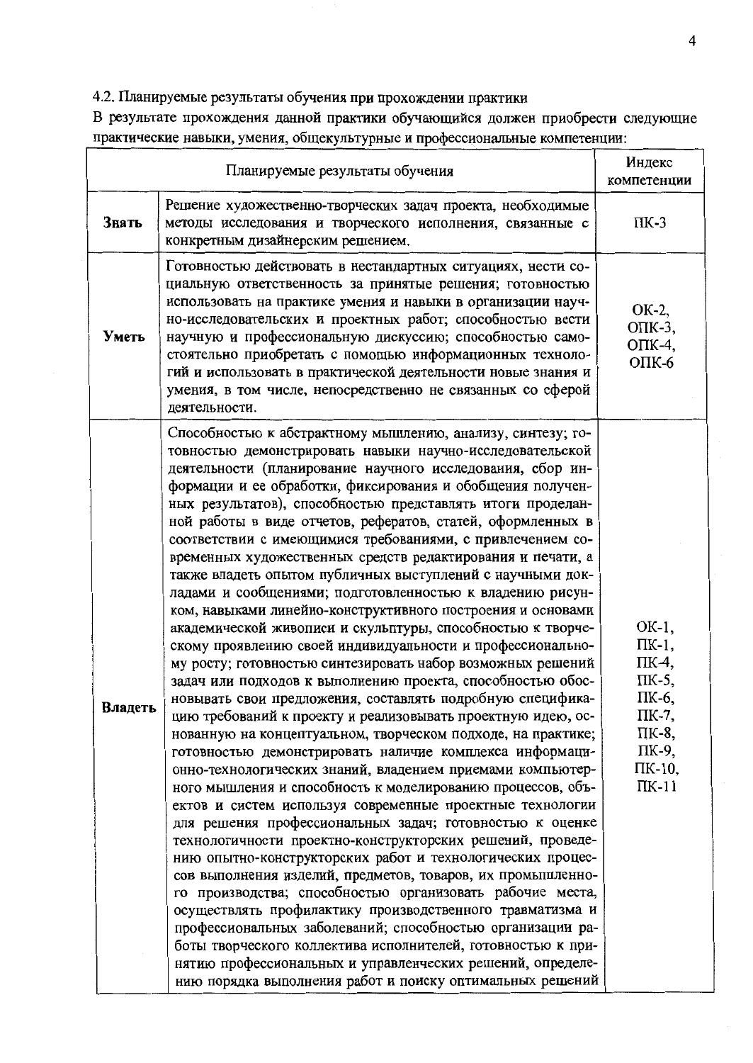4.2. Планируемые результаты обучения при прохождении практики

В результате прохождения данной практики обучающийся должен приобрести следующие практические навыки, умения, общекультурные и профессиональные компетенции:

| Планируемые результаты обучения | | Индекс компетенции |
|---|---|---|
| **Знать** | Решение художественно-творческих задач проекта, необходимые методы исследования и творческого исполнения, связанные с конкретным дизайнерским решением. | ПК-3 |
| **Уметь** | Готовностью действовать в нестандартных ситуациях, нести социальную ответственность за принятые решения; готовностью использовать на практике умения и навыки в организации научно-исследовательских и проектных работ; способностью вести научную и профессиональную дискуссию; способностью самостоятельно приобретать с помощью информационных технологий и использовать в практической деятельности новые знания и умения, в том числе, непосредственно не связанных со сферой деятельности. | ОК-2, ОПК-3, ОПК-4, ОПК-6 |
| **Владеть** | Способностью к абстрактному мышлению, анализу, синтезу; готовностью демонстрировать навыки научно-исследовательской деятельности (планирование научного исследования, сбор информации и ее обработки, фиксирования и обобщения полученных результатов), способностью представлять итоги проделанной работы в виде отчетов, рефератов, статей, оформленных в соответствии с имеющимися требованиями, с привлечением современных художественных средств редактирования и печати, а также владеть опытом публичных выступлений с научными докладами и сообщениями; подготовленностью к владению рисунком, навыками линейно-конструктивного построения и основами академической живописи и скульптуры, способностью к творческому проявлению своей индивидуальности и профессиональному росту; готовностью синтезировать набор возможных решений задач или подходов к выполнению проекта, способностью обосновывать свои предложения, составлять подробную спецификацию требований к проекту и реализовывать проектную идею, основанную на концептуальном, творческом подходе, на практике; готовностью демонстрировать наличие комплекса информационно-технологических знаний, владением приемами компьютерного мышления и способность к моделированию процессов, объектов и систем используя современные проектные технологии для решения профессиональных задач; готовностью к оценке технологичности проектно-конструкторских решений, проведению опытно-конструкторских работ и технологических процессов выполнения изделий, предметов, товаров, их промышленного производства; способностью организовать рабочие места, осуществлять профилактику производственного травматизма и профессиональных заболеваний; способностью организации работы творческого коллектива исполнителей, готовностью к принятию профессиональных и управленческих решений, определению порядка выполнения работ и поиску оптимальных решений | ОК-1, ПК-1, ПК-4, ПК-5, ПК-6, ПК-7, ПК-8, ПК-9, ПК-10, ПК-11 |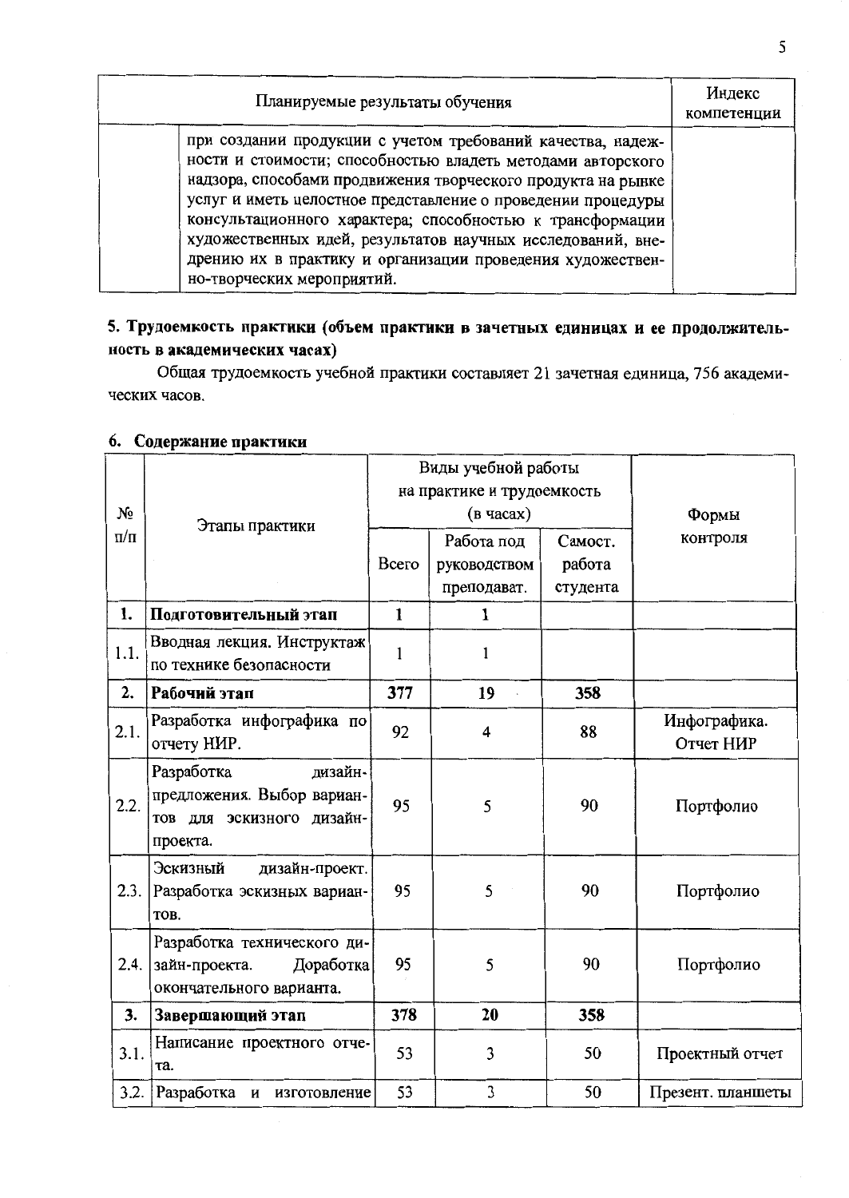| Планируемые результаты обучения | | Индекс компетенции |
|---|---|---|
| | при создании продукции с учетом требований качества, надежности и стоимости; способностью владеть методами авторского надзора, способами продвижения творческого продукта на рынке услуг и иметь целостное представление о проведении процедуры консультационного характера; способностью к трансформации художественных идей, результатов научных исследований, внедрению их в практику и организации проведения художественно-творческих мероприятий. | |

## 5. Трудоемкость практики (объем практики в зачетных единицах и ее продолжительность в академических часах)

Общая трудоемкость учебной практики составляет 21 зачетная единица, 756 академических часов.

## 6. Содержание практики

| № п/п | Этапы практики | Виды учебной работы на практике и трудоемкость (в часах) | | | Формы контроля |
|---|---|---|---|---|---|
| | | Всего | Работа под руководством преподават. | Самост. работа студента | |
| **1.** | **Подготовительный этап** | **1** | **1** | | |
| 1.1. | Вводная лекция. Инструктаж по технике безопасности | 1 | 1 | | |
| **2.** | **Рабочий этап** | **377** | **19** | **358** | |
| 2.1. | Разработка инфографика по отчету НИР. | 92 | 4 | 88 | Инфографика. Отчет НИР |
| 2.2. | Разработка дизайн-предложения. Выбор вариантов для эскизного дизайн-проекта. | 95 | 5 | 90 | Портфолио |
| 2.3. | Эскизный дизайн-проект. Разработка эскизных вариантов. | 95 | 5 | 90 | Портфолио |
| 2.4. | Разработка технического дизайн-проекта. Доработка окончательного варианта. | 95 | 5 | 90 | Портфолио |
| **3.** | **Завершающий этап** | **378** | **20** | **358** | |
| 3.1. | Написание проектного отчета. | 53 | 3 | 50 | Проектный отчет |
| 3.2. | Разработка и изготовление | 53 | 3 | 50 | Презент. планшеты |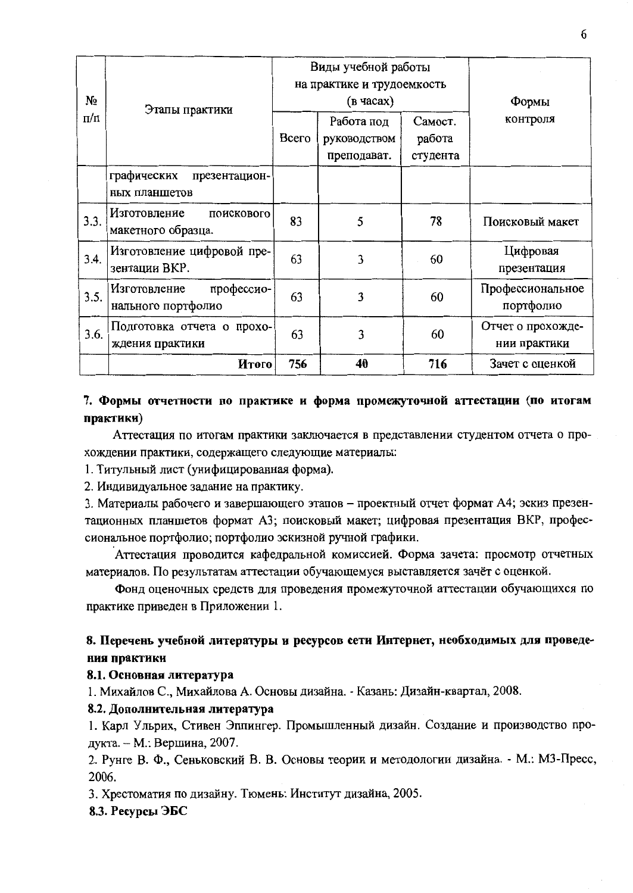| № п/п | Этапы практики | Виды учебной работы на практике и трудоемкость (в часах) | | | Формы контроля |
|---|---|---|---|---|---|
| | | Всего | Работа под руководством преподават. | Самост. работа студента | |
| | графических презентационных планшетов | | | | |
| 3.3. | Изготовление поискового макетного образца. | 83 | 5 | 78 | Поисковый макет |
| 3.4. | Изготовление цифровой презентации ВКР. | 63 | 3 | 60 | Цифровая презентация |
| 3.5. | Изготовление профессионального портфолио | 63 | 3 | 60 | Профессиональное портфолио |
| 3.6. | Подготовка отчета о прохождения практики | 63 | 3 | 60 | Отчет о прохождении практики |
| | **Итого** | **756** | **40** | **716** | Зачет с оценкой |

## 7. Формы отчетности по практике и форма промежуточной аттестации (по итогам практики)

Аттестация по итогам практики заключается в представлении студентом отчета о прохождении практики, содержащего следующие материалы:

1. Титульный лист (унифицированная форма).
2. Индивидуальное задание на практику.
3. Материалы рабочего и завершающего этапов – проектный отчет формат А4; эскиз презентационных планшетов формат А3; поисковый макет; цифровая презентация ВКР, профессиональное портфолио; портфолио эскизной ручной графики.

Аттестация проводится кафедральной комиссией. Форма зачета: просмотр отчетных материалов. По результатам аттестации обучающемуся выставляется зачёт с оценкой.

Фонд оценочных средств для проведения промежуточной аттестации обучающихся по практике приведен в Приложении 1.

## 8. Перечень учебной литературы и ресурсов сети Интернет, необходимых для проведения практики

### 8.1. Основная литература

1. Михайлов С., Михайлова А. Основы дизайна. - Казань: Дизайн-квартал, 2008.

### 8.2. Дополнительная литература

1. Карл Ульрих, Стивен Эппингер. Промышленный дизайн. Создание и производство продукта. – М.: Вершина, 2007.
2. Рунге В. Ф., Сеньковский В. В. Основы теории и методологии дизайна. - М.: МЗ-Пресс, 2006.
3. Хрестоматия по дизайну. Тюмень: Институт дизайна, 2005.

### 8.3. Ресурсы ЭБС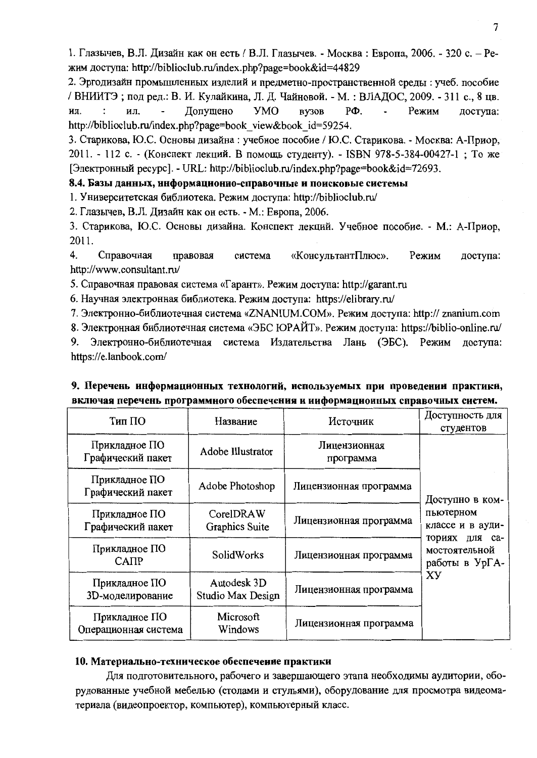1. Глазычев, В.Л. Дизайн как он есть / В.Л. Глазычев. - Москва : Европа, 2006. - 320 с. – Режим доступа: http://biblioclub.ru/index.php?page=book&id=44829

2. Эргодизайн промышленных изделий и предметно-пространственной среды : учеб. пособие / ВНИИТЭ ; под ред.: В. И. Кулайкина, Л. Д. Чайновой. - М. : ВЛАДОС, 2009. - 311 с., 8 цв. ил. : ил. - Допущено УМО вузов РФ. - Режим доступа: http://biblioclub.ru/index.php?page=book_view&book_id=59254.

3. Старикова, Ю.С. Основы дизайна : учебное пособие / Ю.С. Старикова. - Москва: А-Приор, 2011. - 112 с. - (Конспект лекций. В помощь студенту). - ISBN 978-5-384-00427-1 ; То же [Электронный ресурс]. - URL: http://biblioclub.ru/index.php?page=book&id=72693.

### 8.4. Базы данных, информационно-справочные и поисковые системы

1. Университетская библиотека. Режим доступа: http://biblioclub.ru/
2. Глазычев, В.Л. Дизайн как он есть. - М.: Европа, 2006.
3. Старикова, Ю.С. Основы дизайна. Конспект лекций. Учебное пособие. - М.: А-Приор, 2011.
4. Справочная правовая система «КонсультантПлюс». Режим доступа: http://www.consultant.ru/
5. Справочная правовая система «Гарант». Режим доступа: http://garant.ru
6. Научная электронная библиотека. Режим доступа: https://elibrary.ru/
7. Электронно-библиотечная система «ZNANIUM.COM». Режим доступа: http:// znanium.com
8. Электронная библиотечная система «ЭБС ЮРАЙТ». Режим доступа: https://biblio-online.ru/
9. Электронно-библиотечная система Издательства Лань (ЭБС). Режим доступа: https://e.lanbook.com/

## 9. Перечень информационных технологий, используемых при проведении практики, включая перечень программного обеспечения и информационных справочных систем.

| Тип ПО | Название | Источник | Доступность для студентов |
|---|---|---|---|
| Прикладное ПО Графический пакет | Adobe Illustrator | Лицензионная программа | Доступно в компьютерном классе и в аудиториях для самостоятельной работы в УрГАХУ |
| Прикладное ПО Графический пакет | Adobe Photoshop | Лицензионная программа | |
| Прикладное ПО Графический пакет | CorelDRAW Graphics Suite | Лицензионная программа | |
| Прикладное ПО САПР | SolidWorks | Лицензионная программа | |
| Прикладное ПО 3D-моделирование | Autodesk 3D Studio Max Design | Лицензионная программа | |
| Прикладное ПО Операционная система | Microsoft Windows | Лицензионная программа | |

## 10. Материально-техническое обеспечение практики

Для подготовительного, рабочего и завершающего этапа необходимы аудитории, оборудованные учебной мебелью (столами и стульями), оборудование для просмотра видеоматериала (видеопроектор, компьютер), компьютерный класс.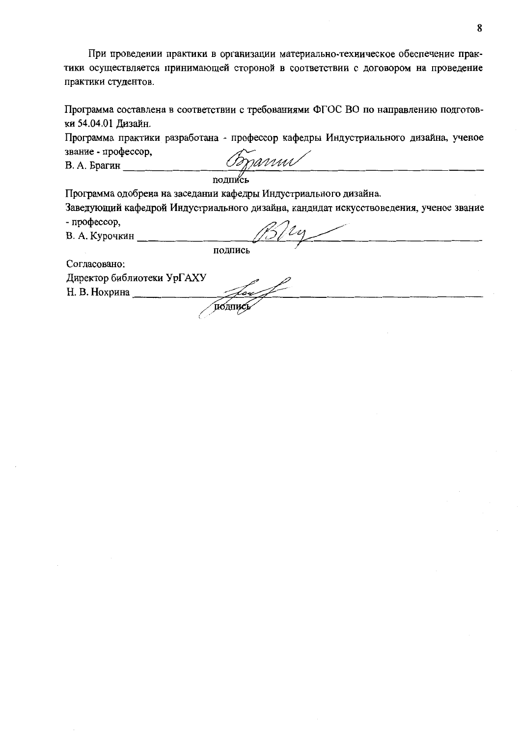При проведении практики в организации материально-техническое обеспечение практики осуществляется принимающей стороной в соответствии с договором на проведение практики студентов.

Программа составлена в соответствии с требованиями ФГОС ВО по направлению подготовки 54.04.01 Дизайн.

Программа практики разработана - профессор кафедры Индустриального дизайна, ученое звание - профессор,

В. А. Брагин ____________________

подпись

Программа одобрена на заседании кафедры Индустриального дизайна.

Заведующий кафедрой Индустриального дизайна, кандидат искусствоведения, ученое звание - профессор,

В. А. Курочкин ____________________

подпись

Согласовано:

Директор библиотеки УрГАХУ

Н. В. Нохрина ____________________

подпись